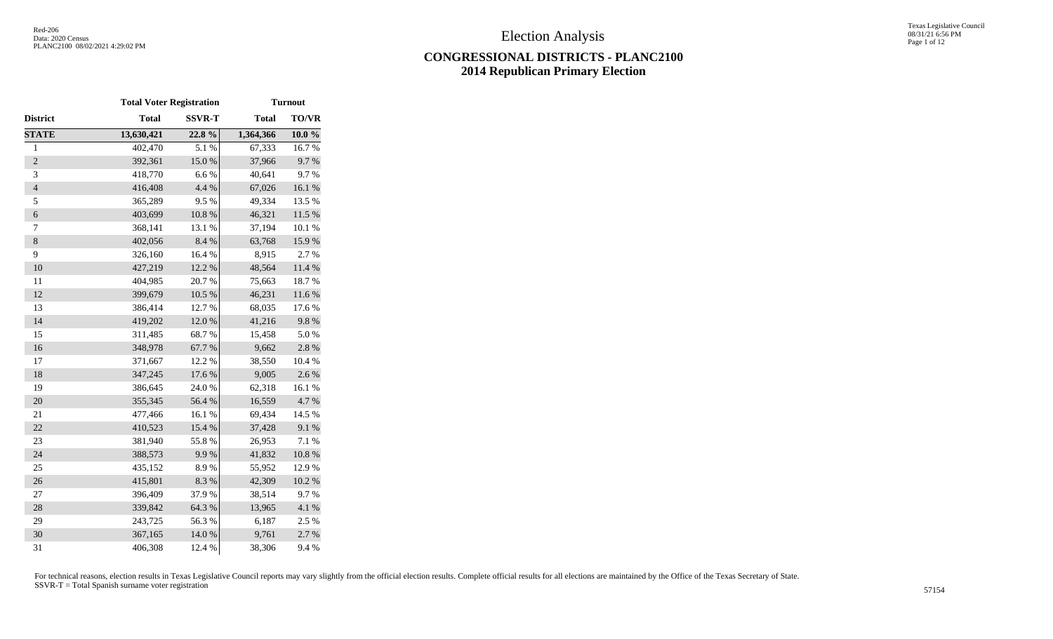Red-206
Data: 2020 Census
PLANC2100 08/02/2021 4:29:02 PM

# Election Analysis

## CONGRESSIONAL DISTRICTS - PLANC2100
## 2014 Republican Primary Election

| | Total Voter Registration | | Turnout | |
|---|---|---|---|---|
| **District** | **Total** | **SSVR-T** | **Total** | **TO/VR** |
| **STATE** | **13,630,421** | **22.8 %** | **1,364,366** | **10.0 %** |
| 1 | 402,470 | 5.1 % | 67,333 | 16.7 % |
| 2 | 392,361 | 15.0 % | 37,966 | 9.7 % |
| 3 | 418,770 | 6.6 % | 40,641 | 9.7 % |
| 4 | 416,408 | 4.4 % | 67,026 | 16.1 % |
| 5 | 365,289 | 9.5 % | 49,334 | 13.5 % |
| 6 | 403,699 | 10.8 % | 46,321 | 11.5 % |
| 7 | 368,141 | 13.1 % | 37,194 | 10.1 % |
| 8 | 402,056 | 8.4 % | 63,768 | 15.9 % |
| 9 | 326,160 | 16.4 % | 8,915 | 2.7 % |
| 10 | 427,219 | 12.2 % | 48,564 | 11.4 % |
| 11 | 404,985 | 20.7 % | 75,663 | 18.7 % |
| 12 | 399,679 | 10.5 % | 46,231 | 11.6 % |
| 13 | 386,414 | 12.7 % | 68,035 | 17.6 % |
| 14 | 419,202 | 12.0 % | 41,216 | 9.8 % |
| 15 | 311,485 | 68.7 % | 15,458 | 5.0 % |
| 16 | 348,978 | 67.7 % | 9,662 | 2.8 % |
| 17 | 371,667 | 12.2 % | 38,550 | 10.4 % |
| 18 | 347,245 | 17.6 % | 9,005 | 2.6 % |
| 19 | 386,645 | 24.0 % | 62,318 | 16.1 % |
| 20 | 355,345 | 56.4 % | 16,559 | 4.7 % |
| 21 | 477,466 | 16.1 % | 69,434 | 14.5 % |
| 22 | 410,523 | 15.4 % | 37,428 | 9.1 % |
| 23 | 381,940 | 55.8 % | 26,953 | 7.1 % |
| 24 | 388,573 | 9.9 % | 41,832 | 10.8 % |
| 25 | 435,152 | 8.9 % | 55,952 | 12.9 % |
| 26 | 415,801 | 8.3 % | 42,309 | 10.2 % |
| 27 | 396,409 | 37.9 % | 38,514 | 9.7 % |
| 28 | 339,842 | 64.3 % | 13,965 | 4.1 % |
| 29 | 243,725 | 56.3 % | 6,187 | 2.5 % |
| 30 | 367,165 | 14.0 % | 9,761 | 2.7 % |
| 31 | 406,308 | 12.4 % | 38,306 | 9.4 % |

For technical reasons, election results in Texas Legislative Council reports may vary slightly from the official election results. Complete official results for all elections are maintained by the Office of the Texas Secretary of State.
SSVR-T = Total Spanish surname voter registration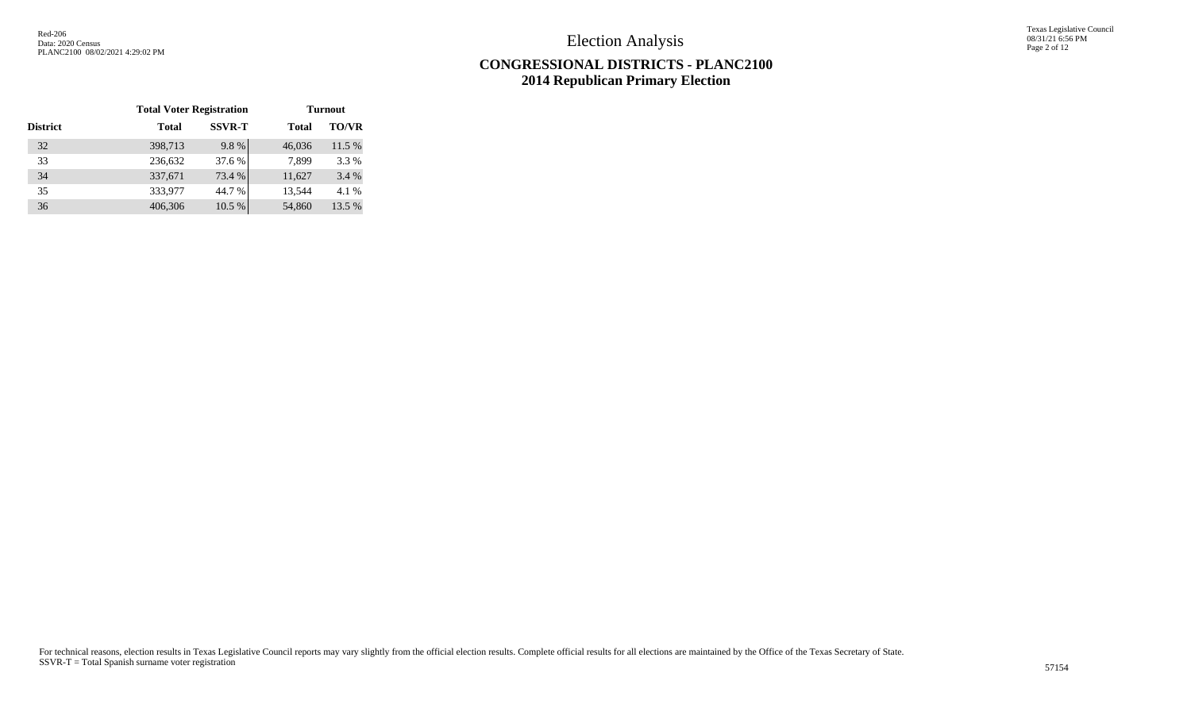# Election Analysis

## CONGRESSIONAL DISTRICTS - PLANC2100
## 2014 Republican Primary Election

| | Total Voter Registration | | Turnout | |
|---|---|---|---|---|
| District | Total | SSVR-T | Total | TO/VR |
| 32 | 398,713 | 9.8 % | 46,036 | 11.5 % |
| 33 | 236,632 | 37.6 % | 7,899 | 3.3 % |
| 34 | 337,671 | 73.4 % | 11,627 | 3.4 % |
| 35 | 333,977 | 44.7 % | 13,544 | 4.1 % |
| 36 | 406,306 | 10.5 % | 54,860 | 13.5 % |

For technical reasons, election results in Texas Legislative Council reports may vary slightly from the official election results. Complete official results for all elections are maintained by the Office of the Texas Secretary of State.
SSVR-T = Total Spanish surname voter registration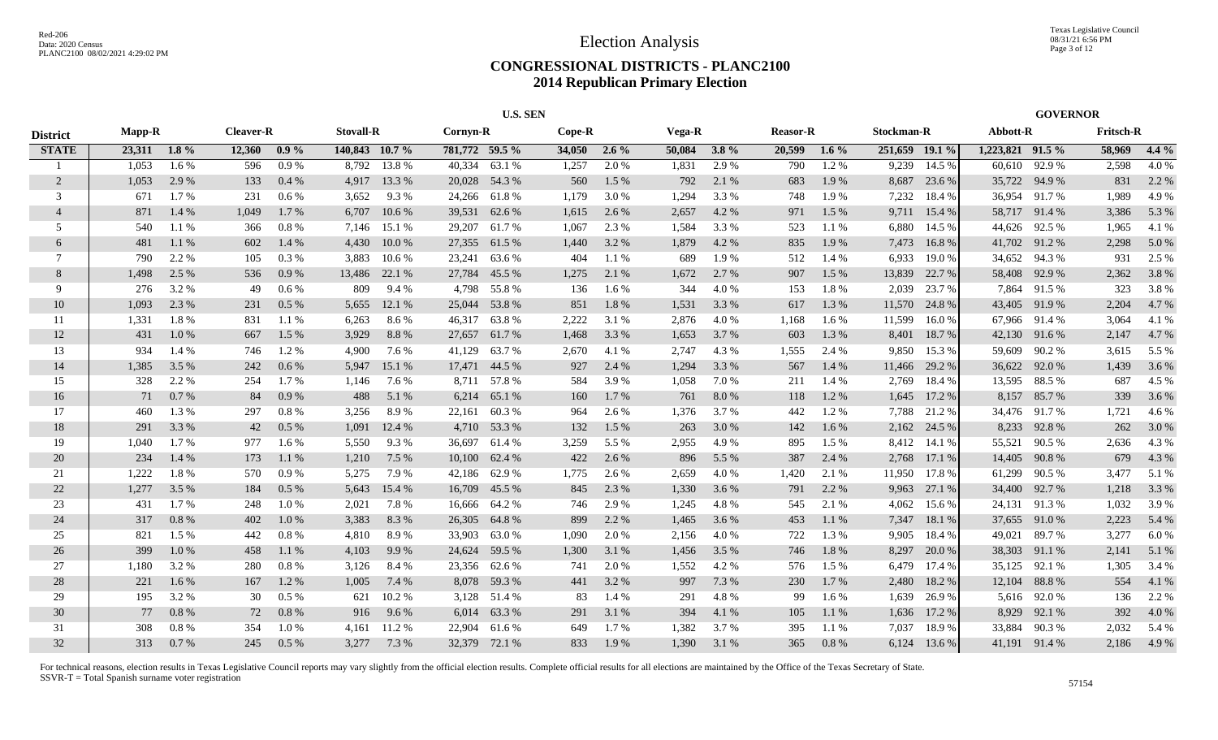# Election Analysis

## CONGRESSIONAL DISTRICTS - PLANC2100
## 2014 Republican Primary Election

| District | U.S. SEN | | | | | | | | | | | | | | | | GOVERNOR | | | |
|---|---|---|---|---|---|---|---|---|---|---|---|---|---|---|---|---|---|---|---|---|
| | Mapp-R | | Cleaver-R | | Stovall-R | | Cornyn-R | | Cope-R | | Vega-R | | Reasor-R | | Stockman-R | | Abbott-R | | Fritsch-R | |
| **STATE** | **23,311** | **1.8 %** | **12,360** | **0.9 %** | **140,843** | **10.7 %** | **781,772** | **59.5 %** | **34,050** | **2.6 %** | **50,084** | **3.8 %** | **20,599** | **1.6 %** | **251,659** | **19.1 %** | **1,223,821** | **91.5 %** | **58,969** | **4.4 %** |
| 1 | 1,053 | 1.6 % | 596 | 0.9 % | 8,792 | 13.8 % | 40,334 | 63.1 % | 1,257 | 2.0 % | 1,831 | 2.9 % | 790 | 1.2 % | 9,239 | 14.5 % | 60,610 | 92.9 % | 2,598 | 4.0 % |
| 2 | 1,053 | 2.9 % | 133 | 0.4 % | 4,917 | 13.3 % | 20,028 | 54.3 % | 560 | 1.5 % | 792 | 2.1 % | 683 | 1.9 % | 8,687 | 23.6 % | 35,722 | 94.9 % | 831 | 2.2 % |
| 3 | 671 | 1.7 % | 231 | 0.6 % | 3,652 | 9.3 % | 24,266 | 61.8 % | 1,179 | 3.0 % | 1,294 | 3.3 % | 748 | 1.9 % | 7,232 | 18.4 % | 36,954 | 91.7 % | 1,989 | 4.9 % |
| 4 | 871 | 1.4 % | 1,049 | 1.7 % | 6,707 | 10.6 % | 39,531 | 62.6 % | 1,615 | 2.6 % | 2,657 | 4.2 % | 971 | 1.5 % | 9,711 | 15.4 % | 58,717 | 91.4 % | 3,386 | 5.3 % |
| 5 | 540 | 1.1 % | 366 | 0.8 % | 7,146 | 15.1 % | 29,207 | 61.7 % | 1,067 | 2.3 % | 1,584 | 3.3 % | 523 | 1.1 % | 6,880 | 14.5 % | 44,626 | 92.5 % | 1,965 | 4.1 % |
| 6 | 481 | 1.1 % | 602 | 1.4 % | 4,430 | 10.0 % | 27,355 | 61.5 % | 1,440 | 3.2 % | 1,879 | 4.2 % | 835 | 1.9 % | 7,473 | 16.8 % | 41,702 | 91.2 % | 2,298 | 5.0 % |
| 7 | 790 | 2.2 % | 105 | 0.3 % | 3,883 | 10.6 % | 23,241 | 63.6 % | 404 | 1.1 % | 689 | 1.9 % | 512 | 1.4 % | 6,933 | 19.0 % | 34,652 | 94.3 % | 931 | 2.5 % |
| 8 | 1,498 | 2.5 % | 536 | 0.9 % | 13,486 | 22.1 % | 27,784 | 45.5 % | 1,275 | 2.1 % | 1,672 | 2.7 % | 907 | 1.5 % | 13,839 | 22.7 % | 58,408 | 92.9 % | 2,362 | 3.8 % |
| 9 | 276 | 3.2 % | 49 | 0.6 % | 809 | 9.4 % | 4,798 | 55.8 % | 136 | 1.6 % | 344 | 4.0 % | 153 | 1.8 % | 2,039 | 23.7 % | 7,864 | 91.5 % | 323 | 3.8 % |
| 10 | 1,093 | 2.3 % | 231 | 0.5 % | 5,655 | 12.1 % | 25,044 | 53.8 % | 851 | 1.8 % | 1,531 | 3.3 % | 617 | 1.3 % | 11,570 | 24.8 % | 43,405 | 91.9 % | 2,204 | 4.7 % |
| 11 | 1,331 | 1.8 % | 831 | 1.1 % | 6,263 | 8.6 % | 46,317 | 63.8 % | 2,222 | 3.1 % | 2,876 | 4.0 % | 1,168 | 1.6 % | 11,599 | 16.0 % | 67,966 | 91.4 % | 3,064 | 4.1 % |
| 12 | 431 | 1.0 % | 667 | 1.5 % | 3,929 | 8.8 % | 27,657 | 61.7 % | 1,468 | 3.3 % | 1,653 | 3.7 % | 603 | 1.3 % | 8,401 | 18.7 % | 42,130 | 91.6 % | 2,147 | 4.7 % |
| 13 | 934 | 1.4 % | 746 | 1.2 % | 4,900 | 7.6 % | 41,129 | 63.7 % | 2,670 | 4.1 % | 2,747 | 4.3 % | 1,555 | 2.4 % | 9,850 | 15.3 % | 59,609 | 90.2 % | 3,615 | 5.5 % |
| 14 | 1,385 | 3.5 % | 242 | 0.6 % | 5,947 | 15.1 % | 17,471 | 44.5 % | 927 | 2.4 % | 1,294 | 3.3 % | 567 | 1.4 % | 11,466 | 29.2 % | 36,622 | 92.0 % | 1,439 | 3.6 % |
| 15 | 328 | 2.2 % | 254 | 1.7 % | 1,146 | 7.6 % | 8,711 | 57.8 % | 584 | 3.9 % | 1,058 | 7.0 % | 211 | 1.4 % | 2,769 | 18.4 % | 13,595 | 88.5 % | 687 | 4.5 % |
| 16 | 71 | 0.7 % | 84 | 0.9 % | 488 | 5.1 % | 6,214 | 65.1 % | 160 | 1.7 % | 761 | 8.0 % | 118 | 1.2 % | 1,645 | 17.2 % | 8,157 | 85.7 % | 339 | 3.6 % |
| 17 | 460 | 1.3 % | 297 | 0.8 % | 3,256 | 8.9 % | 22,161 | 60.3 % | 964 | 2.6 % | 1,376 | 3.7 % | 442 | 1.2 % | 7,788 | 21.2 % | 34,476 | 91.7 % | 1,721 | 4.6 % |
| 18 | 291 | 3.3 % | 42 | 0.5 % | 1,091 | 12.4 % | 4,710 | 53.3 % | 132 | 1.5 % | 263 | 3.0 % | 142 | 1.6 % | 2,162 | 24.5 % | 8,233 | 92.8 % | 262 | 3.0 % |
| 19 | 1,040 | 1.7 % | 977 | 1.6 % | 5,550 | 9.3 % | 36,697 | 61.4 % | 3,259 | 5.5 % | 2,955 | 4.9 % | 895 | 1.5 % | 8,412 | 14.1 % | 55,521 | 90.5 % | 2,636 | 4.3 % |
| 20 | 234 | 1.4 % | 173 | 1.1 % | 1,210 | 7.5 % | 10,100 | 62.4 % | 422 | 2.6 % | 896 | 5.5 % | 387 | 2.4 % | 2,768 | 17.1 % | 14,405 | 90.8 % | 679 | 4.3 % |
| 21 | 1,222 | 1.8 % | 570 | 0.9 % | 5,275 | 7.9 % | 42,186 | 62.9 % | 1,775 | 2.6 % | 2,659 | 4.0 % | 1,420 | 2.1 % | 11,950 | 17.8 % | 61,299 | 90.5 % | 3,477 | 5.1 % |
| 22 | 1,277 | 3.5 % | 184 | 0.5 % | 5,643 | 15.4 % | 16,709 | 45.5 % | 845 | 2.3 % | 1,330 | 3.6 % | 791 | 2.2 % | 9,963 | 27.1 % | 34,400 | 92.7 % | 1,218 | 3.3 % |
| 23 | 431 | 1.7 % | 248 | 1.0 % | 2,021 | 7.8 % | 16,666 | 64.2 % | 746 | 2.9 % | 1,245 | 4.8 % | 545 | 2.1 % | 4,062 | 15.6 % | 24,131 | 91.3 % | 1,032 | 3.9 % |
| 24 | 317 | 0.8 % | 402 | 1.0 % | 3,383 | 8.3 % | 26,305 | 64.8 % | 899 | 2.2 % | 1,465 | 3.6 % | 453 | 1.1 % | 7,347 | 18.1 % | 37,655 | 91.0 % | 2,223 | 5.4 % |
| 25 | 821 | 1.5 % | 442 | 0.8 % | 4,810 | 8.9 % | 33,903 | 63.0 % | 1,090 | 2.0 % | 2,156 | 4.0 % | 722 | 1.3 % | 9,905 | 18.4 % | 49,021 | 89.7 % | 3,277 | 6.0 % |
| 26 | 399 | 1.0 % | 458 | 1.1 % | 4,103 | 9.9 % | 24,624 | 59.5 % | 1,300 | 3.1 % | 1,456 | 3.5 % | 746 | 1.8 % | 8,297 | 20.0 % | 38,303 | 91.1 % | 2,141 | 5.1 % |
| 27 | 1,180 | 3.2 % | 280 | 0.8 % | 3,126 | 8.4 % | 23,356 | 62.6 % | 741 | 2.0 % | 1,552 | 4.2 % | 576 | 1.5 % | 6,479 | 17.4 % | 35,125 | 92.1 % | 1,305 | 3.4 % |
| 28 | 221 | 1.6 % | 167 | 1.2 % | 1,005 | 7.4 % | 8,078 | 59.3 % | 441 | 3.2 % | 997 | 7.3 % | 230 | 1.7 % | 2,480 | 18.2 % | 12,104 | 88.8 % | 554 | 4.1 % |
| 29 | 195 | 3.2 % | 30 | 0.5 % | 621 | 10.2 % | 3,128 | 51.4 % | 83 | 1.4 % | 291 | 4.8 % | 99 | 1.6 % | 1,639 | 26.9 % | 5,616 | 92.0 % | 136 | 2.2 % |
| 30 | 77 | 0.8 % | 72 | 0.8 % | 916 | 9.6 % | 6,014 | 63.3 % | 291 | 3.1 % | 394 | 4.1 % | 105 | 1.1 % | 1,636 | 17.2 % | 8,929 | 92.1 % | 392 | 4.0 % |
| 31 | 308 | 0.8 % | 354 | 1.0 % | 4,161 | 11.2 % | 22,904 | 61.6 % | 649 | 1.7 % | 1,382 | 3.7 % | 395 | 1.1 % | 7,037 | 18.9 % | 33,884 | 90.3 % | 2,032 | 5.4 % |
| 32 | 313 | 0.7 % | 245 | 0.5 % | 3,277 | 7.3 % | 32,379 | 72.1 % | 833 | 1.9 % | 1,390 | 3.1 % | 365 | 0.8 % | 6,124 | 13.6 % | 41,191 | 91.4 % | 2,186 | 4.9 % |

For technical reasons, election results in Texas Legislative Council reports may vary slightly from the official election results. Complete official results for all elections are maintained by the Office of the Texas Secretary of State.
SSVR-T = Total Spanish surname voter registration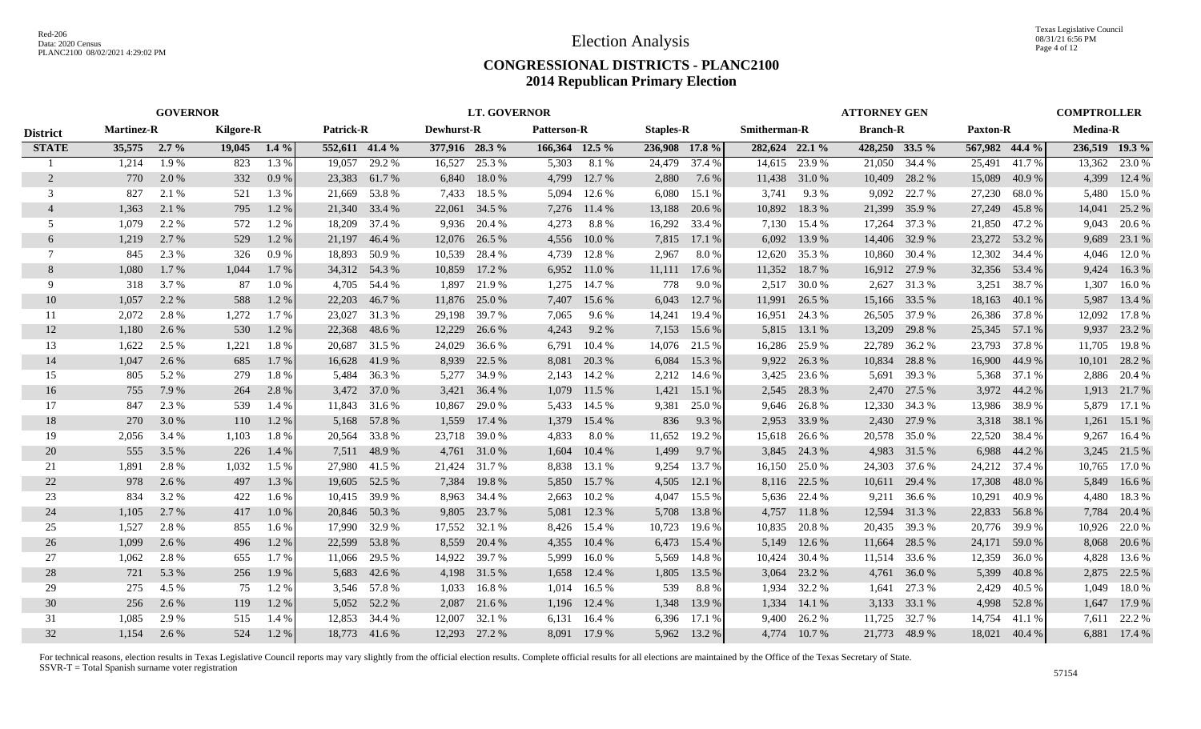# Election Analysis

## CONGRESSIONAL DISTRICTS - PLANC2100
## 2014 Republican Primary Election

| District | GOVERNOR Martinez-R | | Kilgore-R | | LT. GOVERNOR Patrick-R | | Dewhurst-R | | Patterson-R | | Staples-R | | ATTORNEY GEN Smitherman-R | | Branch-R | | Paxton-R | | COMPTROLLER Medina-R | |
|---|---|---|---|---|---|---|---|---|---|---|---|---|---|---|---|---|---|---|---|---|
| **STATE** | **35,575** | **2.7 %** | **19,045** | **1.4 %** | **552,611** | **41.4 %** | **377,916** | **28.3 %** | **166,364** | **12.5 %** | **236,908** | **17.8 %** | **282,624** | **22.1 %** | **428,250** | **33.5 %** | **567,982** | **44.4 %** | **236,519** | **19.3 %** |
| 1 | 1,214 | 1.9 % | 823 | 1.3 % | 19,057 | 29.2 % | 16,527 | 25.3 % | 5,303 | 8.1 % | 24,479 | 37.4 % | 14,615 | 23.9 % | 21,050 | 34.4 % | 25,491 | 41.7 % | 13,362 | 23.0 % |
| 2 | 770 | 2.0 % | 332 | 0.9 % | 23,383 | 61.7 % | 6,840 | 18.0 % | 4,799 | 12.7 % | 2,880 | 7.6 % | 11,438 | 31.0 % | 10,409 | 28.2 % | 15,089 | 40.9 % | 4,399 | 12.4 % |
| 3 | 827 | 2.1 % | 521 | 1.3 % | 21,669 | 53.8 % | 7,433 | 18.5 % | 5,094 | 12.6 % | 6,080 | 15.1 % | 3,741 | 9.3 % | 9,092 | 22.7 % | 27,230 | 68.0 % | 5,480 | 15.0 % |
| 4 | 1,363 | 2.1 % | 795 | 1.2 % | 21,340 | 33.4 % | 22,061 | 34.5 % | 7,276 | 11.4 % | 13,188 | 20.6 % | 10,892 | 18.3 % | 21,399 | 35.9 % | 27,249 | 45.8 % | 14,041 | 25.2 % |
| 5 | 1,079 | 2.2 % | 572 | 1.2 % | 18,209 | 37.4 % | 9,936 | 20.4 % | 4,273 | 8.8 % | 16,292 | 33.4 % | 7,130 | 15.4 % | 17,264 | 37.3 % | 21,850 | 47.2 % | 9,043 | 20.6 % |
| 6 | 1,219 | 2.7 % | 529 | 1.2 % | 21,197 | 46.4 % | 12,076 | 26.5 % | 4,556 | 10.0 % | 7,815 | 17.1 % | 6,092 | 13.9 % | 14,406 | 32.9 % | 23,272 | 53.2 % | 9,689 | 23.1 % |
| 7 | 845 | 2.3 % | 326 | 0.9 % | 18,893 | 50.9 % | 10,539 | 28.4 % | 4,739 | 12.8 % | 2,967 | 8.0 % | 12,620 | 35.3 % | 10,860 | 30.4 % | 12,302 | 34.4 % | 4,046 | 12.0 % |
| 8 | 1,080 | 1.7 % | 1,044 | 1.7 % | 34,312 | 54.3 % | 10,859 | 17.2 % | 6,952 | 11.0 % | 11,111 | 17.6 % | 11,352 | 18.7 % | 16,912 | 27.9 % | 32,356 | 53.4 % | 9,424 | 16.3 % |
| 9 | 318 | 3.7 % | 87 | 1.0 % | 4,705 | 54.4 % | 1,897 | 21.9 % | 1,275 | 14.7 % | 778 | 9.0 % | 2,517 | 30.0 % | 2,627 | 31.3 % | 3,251 | 38.7 % | 1,307 | 16.0 % |
| 10 | 1,057 | 2.2 % | 588 | 1.2 % | 22,203 | 46.7 % | 11,876 | 25.0 % | 7,407 | 15.6 % | 6,043 | 12.7 % | 11,991 | 26.5 % | 15,166 | 33.5 % | 18,163 | 40.1 % | 5,987 | 13.4 % |
| 11 | 2,072 | 2.8 % | 1,272 | 1.7 % | 23,027 | 31.3 % | 29,198 | 39.7 % | 7,065 | 9.6 % | 14,241 | 19.4 % | 16,951 | 24.3 % | 26,505 | 37.9 % | 26,386 | 37.8 % | 12,092 | 17.8 % |
| 12 | 1,180 | 2.6 % | 530 | 1.2 % | 22,368 | 48.6 % | 12,229 | 26.6 % | 4,243 | 9.2 % | 7,153 | 15.6 % | 5,815 | 13.1 % | 13,209 | 29.8 % | 25,345 | 57.1 % | 9,937 | 23.2 % |
| 13 | 1,622 | 2.5 % | 1,221 | 1.8 % | 20,687 | 31.5 % | 24,029 | 36.6 % | 6,791 | 10.4 % | 14,076 | 21.5 % | 16,286 | 25.9 % | 22,789 | 36.2 % | 23,793 | 37.8 % | 11,705 | 19.8 % |
| 14 | 1,047 | 2.6 % | 685 | 1.7 % | 16,628 | 41.9 % | 8,939 | 22.5 % | 8,081 | 20.3 % | 6,084 | 15.3 % | 9,922 | 26.3 % | 10,834 | 28.8 % | 16,900 | 44.9 % | 10,101 | 28.2 % |
| 15 | 805 | 5.2 % | 279 | 1.8 % | 5,484 | 36.3 % | 5,277 | 34.9 % | 2,143 | 14.2 % | 2,212 | 14.6 % | 3,425 | 23.6 % | 5,691 | 39.3 % | 5,368 | 37.1 % | 2,886 | 20.4 % |
| 16 | 755 | 7.9 % | 264 | 2.8 % | 3,472 | 37.0 % | 3,421 | 36.4 % | 1,079 | 11.5 % | 1,421 | 15.1 % | 2,545 | 28.3 % | 2,470 | 27.5 % | 3,972 | 44.2 % | 1,913 | 21.7 % |
| 17 | 847 | 2.3 % | 539 | 1.4 % | 11,843 | 31.6 % | 10,867 | 29.0 % | 5,433 | 14.5 % | 9,381 | 25.0 % | 9,646 | 26.8 % | 12,330 | 34.3 % | 13,986 | 38.9 % | 5,879 | 17.1 % |
| 18 | 270 | 3.0 % | 110 | 1.2 % | 5,168 | 57.8 % | 1,559 | 17.4 % | 1,379 | 15.4 % | 836 | 9.3 % | 2,953 | 33.9 % | 2,430 | 27.9 % | 3,318 | 38.1 % | 1,261 | 15.1 % |
| 19 | 2,056 | 3.4 % | 1,103 | 1.8 % | 20,564 | 33.8 % | 23,718 | 39.0 % | 4,833 | 8.0 % | 11,652 | 19.2 % | 15,618 | 26.6 % | 20,578 | 35.0 % | 22,520 | 38.4 % | 9,267 | 16.4 % |
| 20 | 555 | 3.5 % | 226 | 1.4 % | 7,511 | 48.9 % | 4,761 | 31.0 % | 1,604 | 10.4 % | 1,499 | 9.7 % | 3,845 | 24.3 % | 4,983 | 31.5 % | 6,988 | 44.2 % | 3,245 | 21.5 % |
| 21 | 1,891 | 2.8 % | 1,032 | 1.5 % | 27,980 | 41.5 % | 21,424 | 31.7 % | 8,838 | 13.1 % | 9,254 | 13.7 % | 16,150 | 25.0 % | 24,303 | 37.6 % | 24,212 | 37.4 % | 10,765 | 17.0 % |
| 22 | 978 | 2.6 % | 497 | 1.3 % | 19,605 | 52.5 % | 7,384 | 19.8 % | 5,850 | 15.7 % | 4,505 | 12.1 % | 8,116 | 22.5 % | 10,611 | 29.4 % | 17,308 | 48.0 % | 5,849 | 16.6 % |
| 23 | 834 | 3.2 % | 422 | 1.6 % | 10,415 | 39.9 % | 8,963 | 34.4 % | 2,663 | 10.2 % | 4,047 | 15.5 % | 5,636 | 22.4 % | 9,211 | 36.6 % | 10,291 | 40.9 % | 4,480 | 18.3 % |
| 24 | 1,105 | 2.7 % | 417 | 1.0 % | 20,846 | 50.3 % | 9,805 | 23.7 % | 5,081 | 12.3 % | 5,708 | 13.8 % | 4,757 | 11.8 % | 12,594 | 31.3 % | 22,833 | 56.8 % | 7,784 | 20.4 % |
| 25 | 1,527 | 2.8 % | 855 | 1.6 % | 17,990 | 32.9 % | 17,552 | 32.1 % | 8,426 | 15.4 % | 10,723 | 19.6 % | 10,835 | 20.8 % | 20,435 | 39.3 % | 20,776 | 39.9 % | 10,926 | 22.0 % |
| 26 | 1,099 | 2.6 % | 496 | 1.2 % | 22,599 | 53.8 % | 8,559 | 20.4 % | 4,355 | 10.4 % | 6,473 | 15.4 % | 5,149 | 12.6 % | 11,664 | 28.5 % | 24,171 | 59.0 % | 8,068 | 20.6 % |
| 27 | 1,062 | 2.8 % | 655 | 1.7 % | 11,066 | 29.5 % | 14,922 | 39.7 % | 5,999 | 16.0 % | 5,569 | 14.8 % | 10,424 | 30.4 % | 11,514 | 33.6 % | 12,359 | 36.0 % | 4,828 | 13.6 % |
| 28 | 721 | 5.3 % | 256 | 1.9 % | 5,683 | 42.6 % | 4,198 | 31.5 % | 1,658 | 12.4 % | 1,805 | 13.5 % | 3,064 | 23.2 % | 4,761 | 36.0 % | 5,399 | 40.8 % | 2,875 | 22.5 % |
| 29 | 275 | 4.5 % | 75 | 1.2 % | 3,546 | 57.8 % | 1,033 | 16.8 % | 1,014 | 16.5 % | 539 | 8.8 % | 1,934 | 32.2 % | 1,641 | 27.3 % | 2,429 | 40.5 % | 1,049 | 18.0 % |
| 30 | 256 | 2.6 % | 119 | 1.2 % | 5,052 | 52.2 % | 2,087 | 21.6 % | 1,196 | 12.4 % | 1,348 | 13.9 % | 1,334 | 14.1 % | 3,133 | 33.1 % | 4,998 | 52.8 % | 1,647 | 17.9 % |
| 31 | 1,085 | 2.9 % | 515 | 1.4 % | 12,853 | 34.4 % | 12,007 | 32.1 % | 6,131 | 16.4 % | 6,396 | 17.1 % | 9,400 | 26.2 % | 11,725 | 32.7 % | 14,754 | 41.1 % | 7,611 | 22.2 % |
| 32 | 1,154 | 2.6 % | 524 | 1.2 % | 18,773 | 41.6 % | 12,293 | 27.2 % | 8,091 | 17.9 % | 5,962 | 13.2 % | 4,774 | 10.7 % | 21,773 | 48.9 % | 18,021 | 40.4 % | 6,881 | 17.4 % |

For technical reasons, election results in Texas Legislative Council reports may vary slightly from the official election results. Complete official results for all elections are maintained by the Office of the Texas Secretary of State.
SSVR-T = Total Spanish surname voter registration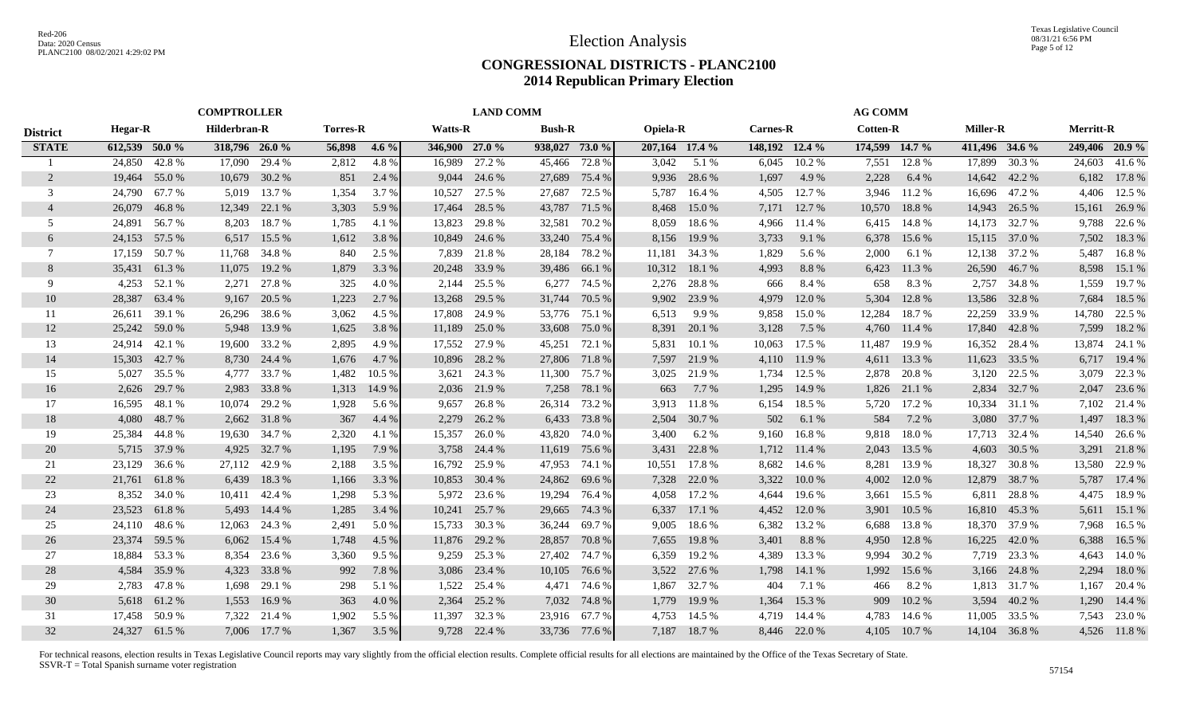# Election Analysis

## CONGRESSIONAL DISTRICTS - PLANC2100
## 2014 Republican Primary Election

| District | COMPTROLLER Hegar-R | | Hilderbran-R | | Torres-R | | LAND COMM Watts-R | | Bush-R | | AG COMM Opiela-R | | Carnes-R | | Cotten-R | | Miller-R | | Merritt-R | |
|---|---|---|---|---|---|---|---|---|---|---|---|---|---|---|---|---|---|---|---|---|
| **STATE** | **612,539** | **50.0 %** | **318,796** | **26.0 %** | **56,898** | **4.6 %** | **346,900** | **27.0 %** | **938,027** | **73.0 %** | **207,164** | **17.4 %** | **148,192** | **12.4 %** | **174,599** | **14.7 %** | **411,496** | **34.6 %** | **249,406** | **20.9 %** |
| 1 | 24,850 | 42.8 % | 17,090 | 29.4 % | 2,812 | 4.8 % | 16,989 | 27.2 % | 45,466 | 72.8 % | 3,042 | 5.1 % | 6,045 | 10.2 % | 7,551 | 12.8 % | 17,899 | 30.3 % | 24,603 | 41.6 % |
| 2 | 19,464 | 55.0 % | 10,679 | 30.2 % | 851 | 2.4 % | 9,044 | 24.6 % | 27,689 | 75.4 % | 9,936 | 28.6 % | 1,697 | 4.9 % | 2,228 | 6.4 % | 14,642 | 42.2 % | 6,182 | 17.8 % |
| 3 | 24,790 | 67.7 % | 5,019 | 13.7 % | 1,354 | 3.7 % | 10,527 | 27.5 % | 27,687 | 72.5 % | 5,787 | 16.4 % | 4,505 | 12.7 % | 3,946 | 11.2 % | 16,696 | 47.2 % | 4,406 | 12.5 % |
| 4 | 26,079 | 46.8 % | 12,349 | 22.1 % | 3,303 | 5.9 % | 17,464 | 28.5 % | 43,787 | 71.5 % | 8,468 | 15.0 % | 7,171 | 12.7 % | 10,570 | 18.8 % | 14,943 | 26.5 % | 15,161 | 26.9 % |
| 5 | 24,891 | 56.7 % | 8,203 | 18.7 % | 1,785 | 4.1 % | 13,823 | 29.8 % | 32,581 | 70.2 % | 8,059 | 18.6 % | 4,966 | 11.4 % | 6,415 | 14.8 % | 14,173 | 32.7 % | 9,788 | 22.6 % |
| 6 | 24,153 | 57.5 % | 6,517 | 15.5 % | 1,612 | 3.8 % | 10,849 | 24.6 % | 33,240 | 75.4 % | 8,156 | 19.9 % | 3,733 | 9.1 % | 6,378 | 15.6 % | 15,115 | 37.0 % | 7,502 | 18.3 % |
| 7 | 17,159 | 50.7 % | 11,768 | 34.8 % | 840 | 2.5 % | 7,839 | 21.8 % | 28,184 | 78.2 % | 11,181 | 34.3 % | 1,829 | 5.6 % | 2,000 | 6.1 % | 12,138 | 37.2 % | 5,487 | 16.8 % |
| 8 | 35,431 | 61.3 % | 11,075 | 19.2 % | 1,879 | 3.3 % | 20,248 | 33.9 % | 39,486 | 66.1 % | 10,312 | 18.1 % | 4,993 | 8.8 % | 6,423 | 11.3 % | 26,590 | 46.7 % | 8,598 | 15.1 % |
| 9 | 4,253 | 52.1 % | 2,271 | 27.8 % | 325 | 4.0 % | 2,144 | 25.5 % | 6,277 | 74.5 % | 2,276 | 28.8 % | 666 | 8.4 % | 658 | 8.3 % | 2,757 | 34.8 % | 1,559 | 19.7 % |
| 10 | 28,387 | 63.4 % | 9,167 | 20.5 % | 1,223 | 2.7 % | 13,268 | 29.5 % | 31,744 | 70.5 % | 9,902 | 23.9 % | 4,979 | 12.0 % | 5,304 | 12.8 % | 13,586 | 32.8 % | 7,684 | 18.5 % |
| 11 | 26,611 | 39.1 % | 26,296 | 38.6 % | 3,062 | 4.5 % | 17,808 | 24.9 % | 53,776 | 75.1 % | 6,513 | 9.9 % | 9,858 | 15.0 % | 12,284 | 18.7 % | 22,259 | 33.9 % | 14,780 | 22.5 % |
| 12 | 25,242 | 59.0 % | 5,948 | 13.9 % | 1,625 | 3.8 % | 11,189 | 25.0 % | 33,608 | 75.0 % | 8,391 | 20.1 % | 3,128 | 7.5 % | 4,760 | 11.4 % | 17,840 | 42.8 % | 7,599 | 18.2 % |
| 13 | 24,914 | 42.1 % | 19,600 | 33.2 % | 2,895 | 4.9 % | 17,552 | 27.9 % | 45,251 | 72.1 % | 5,831 | 10.1 % | 10,063 | 17.5 % | 11,487 | 19.9 % | 16,352 | 28.4 % | 13,874 | 24.1 % |
| 14 | 15,303 | 42.7 % | 8,730 | 24.4 % | 1,676 | 4.7 % | 10,896 | 28.2 % | 27,806 | 71.8 % | 7,597 | 21.9 % | 4,110 | 11.9 % | 4,611 | 13.3 % | 11,623 | 33.5 % | 6,717 | 19.4 % |
| 15 | 5,027 | 35.5 % | 4,777 | 33.7 % | 1,482 | 10.5 % | 3,621 | 24.3 % | 11,300 | 75.7 % | 3,025 | 21.9 % | 1,734 | 12.5 % | 2,878 | 20.8 % | 3,120 | 22.5 % | 3,079 | 22.3 % |
| 16 | 2,626 | 29.7 % | 2,983 | 33.8 % | 1,313 | 14.9 % | 2,036 | 21.9 % | 7,258 | 78.1 % | 663 | 7.7 % | 1,295 | 14.9 % | 1,826 | 21.1 % | 2,834 | 32.7 % | 2,047 | 23.6 % |
| 17 | 16,595 | 48.1 % | 10,074 | 29.2 % | 1,928 | 5.6 % | 9,657 | 26.8 % | 26,314 | 73.2 % | 3,913 | 11.8 % | 6,154 | 18.5 % | 5,720 | 17.2 % | 10,334 | 31.1 % | 7,102 | 21.4 % |
| 18 | 4,080 | 48.7 % | 2,662 | 31.8 % | 367 | 4.4 % | 2,279 | 26.2 % | 6,433 | 73.8 % | 2,504 | 30.7 % | 502 | 6.1 % | 584 | 7.2 % | 3,080 | 37.7 % | 1,497 | 18.3 % |
| 19 | 25,384 | 44.8 % | 19,630 | 34.7 % | 2,320 | 4.1 % | 15,357 | 26.0 % | 43,820 | 74.0 % | 3,400 | 6.2 % | 9,160 | 16.8 % | 9,818 | 18.0 % | 17,713 | 32.4 % | 14,540 | 26.6 % |
| 20 | 5,715 | 37.9 % | 4,925 | 32.7 % | 1,195 | 7.9 % | 3,758 | 24.4 % | 11,619 | 75.6 % | 3,431 | 22.8 % | 1,712 | 11.4 % | 2,043 | 13.5 % | 4,603 | 30.5 % | 3,291 | 21.8 % |
| 21 | 23,129 | 36.6 % | 27,112 | 42.9 % | 2,188 | 3.5 % | 16,792 | 25.9 % | 47,953 | 74.1 % | 10,551 | 17.8 % | 8,682 | 14.6 % | 8,281 | 13.9 % | 18,327 | 30.8 % | 13,580 | 22.9 % |
| 22 | 21,761 | 61.8 % | 6,439 | 18.3 % | 1,166 | 3.3 % | 10,853 | 30.4 % | 24,862 | 69.6 % | 7,328 | 22.0 % | 3,322 | 10.0 % | 4,002 | 12.0 % | 12,879 | 38.7 % | 5,787 | 17.4 % |
| 23 | 8,352 | 34.0 % | 10,411 | 42.4 % | 1,298 | 5.3 % | 5,972 | 23.6 % | 19,294 | 76.4 % | 4,058 | 17.2 % | 4,644 | 19.6 % | 3,661 | 15.5 % | 6,811 | 28.8 % | 4,475 | 18.9 % |
| 24 | 23,523 | 61.8 % | 5,493 | 14.4 % | 1,285 | 3.4 % | 10,241 | 25.7 % | 29,665 | 74.3 % | 6,337 | 17.1 % | 4,452 | 12.0 % | 3,901 | 10.5 % | 16,810 | 45.3 % | 5,611 | 15.1 % |
| 25 | 24,110 | 48.6 % | 12,063 | 24.3 % | 2,491 | 5.0 % | 15,733 | 30.3 % | 36,244 | 69.7 % | 9,005 | 18.6 % | 6,382 | 13.2 % | 6,688 | 13.8 % | 18,370 | 37.9 % | 7,968 | 16.5 % |
| 26 | 23,374 | 59.5 % | 6,062 | 15.4 % | 1,748 | 4.5 % | 11,876 | 29.2 % | 28,857 | 70.8 % | 7,655 | 19.8 % | 3,401 | 8.8 % | 4,950 | 12.8 % | 16,225 | 42.0 % | 6,388 | 16.5 % |
| 27 | 18,884 | 53.3 % | 8,354 | 23.6 % | 3,360 | 9.5 % | 9,259 | 25.3 % | 27,402 | 74.7 % | 6,359 | 19.2 % | 4,389 | 13.3 % | 9,994 | 30.2 % | 7,719 | 23.3 % | 4,643 | 14.0 % |
| 28 | 4,584 | 35.9 % | 4,323 | 33.8 % | 992 | 7.8 % | 3,086 | 23.4 % | 10,105 | 76.6 % | 3,522 | 27.6 % | 1,798 | 14.1 % | 1,992 | 15.6 % | 3,166 | 24.8 % | 2,294 | 18.0 % |
| 29 | 2,783 | 47.8 % | 1,698 | 29.1 % | 298 | 5.1 % | 1,522 | 25.4 % | 4,471 | 74.6 % | 1,867 | 32.7 % | 404 | 7.1 % | 466 | 8.2 % | 1,813 | 31.7 % | 1,167 | 20.4 % |
| 30 | 5,618 | 61.2 % | 1,553 | 16.9 % | 363 | 4.0 % | 2,364 | 25.2 % | 7,032 | 74.8 % | 1,779 | 19.9 % | 1,364 | 15.3 % | 909 | 10.2 % | 3,594 | 40.2 % | 1,290 | 14.4 % |
| 31 | 17,458 | 50.9 % | 7,322 | 21.4 % | 1,902 | 5.5 % | 11,397 | 32.3 % | 23,916 | 67.7 % | 4,753 | 14.5 % | 4,719 | 14.4 % | 4,783 | 14.6 % | 11,005 | 33.5 % | 7,543 | 23.0 % |
| 32 | 24,327 | 61.5 % | 7,006 | 17.7 % | 1,367 | 3.5 % | 9,728 | 22.4 % | 33,736 | 77.6 % | 7,187 | 18.7 % | 8,446 | 22.0 % | 4,105 | 10.7 % | 14,104 | 36.8 % | 4,526 | 11.8 % |

For technical reasons, election results in Texas Legislative Council reports may vary slightly from the official election results. Complete official results for all elections are maintained by the Office of the Texas Secretary of State.
SSVR-T = Total Spanish surname voter registration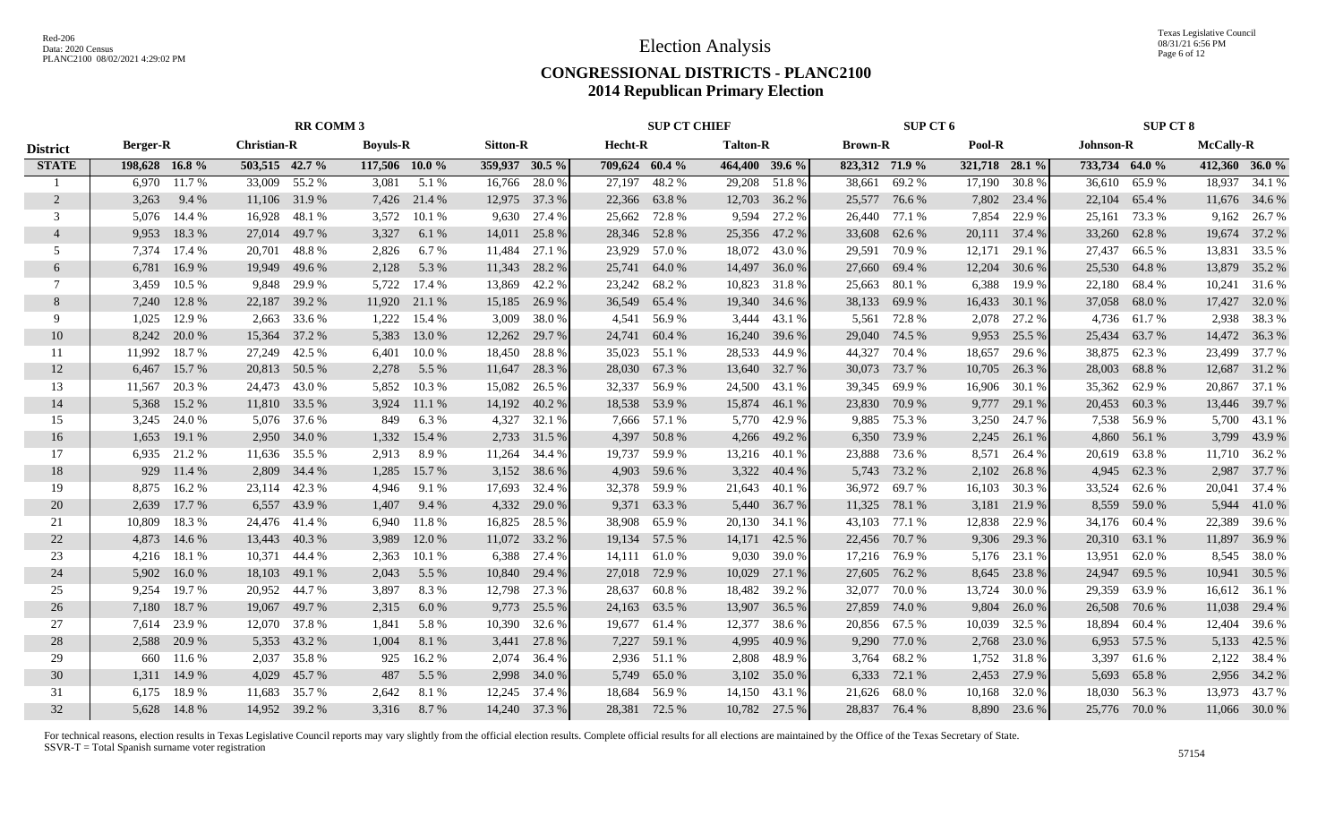# Election Analysis

## CONGRESSIONAL DISTRICTS - PLANC2100
## 2014 Republican Primary Election

| District | RR COMM 3 | | | | | | | | SUP CT CHIEF | | | | SUP CT 6 | | | | SUP CT 8 | | | |
|---|---|---|---|---|---|---|---|---|---|---|---|---|---|---|---|---|---|---|---|---|
| | Berger-R | | Christian-R | | Boyuls-R | | Sitton-R | | Hecht-R | | Talton-R | | Brown-R | | Pool-R | | Johnson-R | | McCally-R | |
| **STATE** | **198,628** | **16.8 %** | **503,515** | **42.7 %** | **117,506** | **10.0 %** | **359,937** | **30.5 %** | **709,624** | **60.4 %** | **464,400** | **39.6 %** | **823,312** | **71.9 %** | **321,718** | **28.1 %** | **733,734** | **64.0 %** | **412,360** | **36.0 %** |
| 1 | 6,970 | 11.7 % | 33,009 | 55.2 % | 3,081 | 5.1 % | 16,766 | 28.0 % | 27,197 | 48.2 % | 29,208 | 51.8 % | 38,661 | 69.2 % | 17,190 | 30.8 % | 36,610 | 65.9 % | 18,937 | 34.1 % |
| 2 | 3,263 | 9.4 % | 11,106 | 31.9 % | 7,426 | 21.4 % | 12,975 | 37.3 % | 22,366 | 63.8 % | 12,703 | 36.2 % | 25,577 | 76.6 % | 7,802 | 23.4 % | 22,104 | 65.4 % | 11,676 | 34.6 % |
| 3 | 5,076 | 14.4 % | 16,928 | 48.1 % | 3,572 | 10.1 % | 9,630 | 27.4 % | 25,662 | 72.8 % | 9,594 | 27.2 % | 26,440 | 77.1 % | 7,854 | 22.9 % | 25,161 | 73.3 % | 9,162 | 26.7 % |
| 4 | 9,953 | 18.3 % | 27,014 | 49.7 % | 3,327 | 6.1 % | 14,011 | 25.8 % | 28,346 | 52.8 % | 25,356 | 47.2 % | 33,608 | 62.6 % | 20,111 | 37.4 % | 33,260 | 62.8 % | 19,674 | 37.2 % |
| 5 | 7,374 | 17.4 % | 20,701 | 48.8 % | 2,826 | 6.7 % | 11,484 | 27.1 % | 23,929 | 57.0 % | 18,072 | 43.0 % | 29,591 | 70.9 % | 12,171 | 29.1 % | 27,437 | 66.5 % | 13,831 | 33.5 % |
| 6 | 6,781 | 16.9 % | 19,949 | 49.6 % | 2,128 | 5.3 % | 11,343 | 28.2 % | 25,741 | 64.0 % | 14,497 | 36.0 % | 27,660 | 69.4 % | 12,204 | 30.6 % | 25,530 | 64.8 % | 13,879 | 35.2 % |
| 7 | 3,459 | 10.5 % | 9,848 | 29.9 % | 5,722 | 17.4 % | 13,869 | 42.2 % | 23,242 | 68.2 % | 10,823 | 31.8 % | 25,663 | 80.1 % | 6,388 | 19.9 % | 22,180 | 68.4 % | 10,241 | 31.6 % |
| 8 | 7,240 | 12.8 % | 22,187 | 39.2 % | 11,920 | 21.1 % | 15,185 | 26.9 % | 36,549 | 65.4 % | 19,340 | 34.6 % | 38,133 | 69.9 % | 16,433 | 30.1 % | 37,058 | 68.0 % | 17,427 | 32.0 % |
| 9 | 1,025 | 12.9 % | 2,663 | 33.6 % | 1,222 | 15.4 % | 3,009 | 38.0 % | 4,541 | 56.9 % | 3,444 | 43.1 % | 5,561 | 72.8 % | 2,078 | 27.2 % | 4,736 | 61.7 % | 2,938 | 38.3 % |
| 10 | 8,242 | 20.0 % | 15,364 | 37.2 % | 5,383 | 13.0 % | 12,262 | 29.7 % | 24,741 | 60.4 % | 16,240 | 39.6 % | 29,040 | 74.5 % | 9,953 | 25.5 % | 25,434 | 63.7 % | 14,472 | 36.3 % |
| 11 | 11,992 | 18.7 % | 27,249 | 42.5 % | 6,401 | 10.0 % | 18,450 | 28.8 % | 35,023 | 55.1 % | 28,533 | 44.9 % | 44,327 | 70.4 % | 18,657 | 29.6 % | 38,875 | 62.3 % | 23,499 | 37.7 % |
| 12 | 6,467 | 15.7 % | 20,813 | 50.5 % | 2,278 | 5.5 % | 11,647 | 28.3 % | 28,030 | 67.3 % | 13,640 | 32.7 % | 30,073 | 73.7 % | 10,705 | 26.3 % | 28,003 | 68.8 % | 12,687 | 31.2 % |
| 13 | 11,567 | 20.3 % | 24,473 | 43.0 % | 5,852 | 10.3 % | 15,082 | 26.5 % | 32,337 | 56.9 % | 24,500 | 43.1 % | 39,345 | 69.9 % | 16,906 | 30.1 % | 35,362 | 62.9 % | 20,867 | 37.1 % |
| 14 | 5,368 | 15.2 % | 11,810 | 33.5 % | 3,924 | 11.1 % | 14,192 | 40.2 % | 18,538 | 53.9 % | 15,874 | 46.1 % | 23,830 | 70.9 % | 9,777 | 29.1 % | 20,453 | 60.3 % | 13,446 | 39.7 % |
| 15 | 3,245 | 24.0 % | 5,076 | 37.6 % | 849 | 6.3 % | 4,327 | 32.1 % | 7,666 | 57.1 % | 5,770 | 42.9 % | 9,885 | 75.3 % | 3,250 | 24.7 % | 7,538 | 56.9 % | 5,700 | 43.1 % |
| 16 | 1,653 | 19.1 % | 2,950 | 34.0 % | 1,332 | 15.4 % | 2,733 | 31.5 % | 4,397 | 50.8 % | 4,266 | 49.2 % | 6,350 | 73.9 % | 2,245 | 26.1 % | 4,860 | 56.1 % | 3,799 | 43.9 % |
| 17 | 6,935 | 21.2 % | 11,636 | 35.5 % | 2,913 | 8.9 % | 11,264 | 34.4 % | 19,737 | 59.9 % | 13,216 | 40.1 % | 23,888 | 73.6 % | 8,571 | 26.4 % | 20,619 | 63.8 % | 11,710 | 36.2 % |
| 18 | 929 | 11.4 % | 2,809 | 34.4 % | 1,285 | 15.7 % | 3,152 | 38.6 % | 4,903 | 59.6 % | 3,322 | 40.4 % | 5,743 | 73.2 % | 2,102 | 26.8 % | 4,945 | 62.3 % | 2,987 | 37.7 % |
| 19 | 8,875 | 16.2 % | 23,114 | 42.3 % | 4,946 | 9.1 % | 17,693 | 32.4 % | 32,378 | 59.9 % | 21,643 | 40.1 % | 36,972 | 69.7 % | 16,103 | 30.3 % | 33,524 | 62.6 % | 20,041 | 37.4 % |
| 20 | 2,639 | 17.7 % | 6,557 | 43.9 % | 1,407 | 9.4 % | 4,332 | 29.0 % | 9,371 | 63.3 % | 5,440 | 36.7 % | 11,325 | 78.1 % | 3,181 | 21.9 % | 8,559 | 59.0 % | 5,944 | 41.0 % |
| 21 | 10,809 | 18.3 % | 24,476 | 41.4 % | 6,940 | 11.8 % | 16,825 | 28.5 % | 38,908 | 65.9 % | 20,130 | 34.1 % | 43,103 | 77.1 % | 12,838 | 22.9 % | 34,176 | 60.4 % | 22,389 | 39.6 % |
| 22 | 4,873 | 14.6 % | 13,443 | 40.3 % | 3,989 | 12.0 % | 11,072 | 33.2 % | 19,134 | 57.5 % | 14,171 | 42.5 % | 22,456 | 70.7 % | 9,306 | 29.3 % | 20,310 | 63.1 % | 11,897 | 36.9 % |
| 23 | 4,216 | 18.1 % | 10,371 | 44.4 % | 2,363 | 10.1 % | 6,388 | 27.4 % | 14,111 | 61.0 % | 9,030 | 39.0 % | 17,216 | 76.9 % | 5,176 | 23.1 % | 13,951 | 62.0 % | 8,545 | 38.0 % |
| 24 | 5,902 | 16.0 % | 18,103 | 49.1 % | 2,043 | 5.5 % | 10,840 | 29.4 % | 27,018 | 72.9 % | 10,029 | 27.1 % | 27,605 | 76.2 % | 8,645 | 23.8 % | 24,947 | 69.5 % | 10,941 | 30.5 % |
| 25 | 9,254 | 19.7 % | 20,952 | 44.7 % | 3,897 | 8.3 % | 12,798 | 27.3 % | 28,637 | 60.8 % | 18,482 | 39.2 % | 32,077 | 70.0 % | 13,724 | 30.0 % | 29,359 | 63.9 % | 16,612 | 36.1 % |
| 26 | 7,180 | 18.7 % | 19,067 | 49.7 % | 2,315 | 6.0 % | 9,773 | 25.5 % | 24,163 | 63.5 % | 13,907 | 36.5 % | 27,859 | 74.0 % | 9,804 | 26.0 % | 26,508 | 70.6 % | 11,038 | 29.4 % |
| 27 | 7,614 | 23.9 % | 12,070 | 37.8 % | 1,841 | 5.8 % | 10,390 | 32.6 % | 19,677 | 61.4 % | 12,377 | 38.6 % | 20,856 | 67.5 % | 10,039 | 32.5 % | 18,894 | 60.4 % | 12,404 | 39.6 % |
| 28 | 2,588 | 20.9 % | 5,353 | 43.2 % | 1,004 | 8.1 % | 3,441 | 27.8 % | 7,227 | 59.1 % | 4,995 | 40.9 % | 9,290 | 77.0 % | 2,768 | 23.0 % | 6,953 | 57.5 % | 5,133 | 42.5 % |
| 29 | 660 | 11.6 % | 2,037 | 35.8 % | 925 | 16.2 % | 2,074 | 36.4 % | 2,936 | 51.1 % | 2,808 | 48.9 % | 3,764 | 68.2 % | 1,752 | 31.8 % | 3,397 | 61.6 % | 2,122 | 38.4 % |
| 30 | 1,311 | 14.9 % | 4,029 | 45.7 % | 487 | 5.5 % | 2,998 | 34.0 % | 5,749 | 65.0 % | 3,102 | 35.0 % | 6,333 | 72.1 % | 2,453 | 27.9 % | 5,693 | 65.8 % | 2,956 | 34.2 % |
| 31 | 6,175 | 18.9 % | 11,683 | 35.7 % | 2,642 | 8.1 % | 12,245 | 37.4 % | 18,684 | 56.9 % | 14,150 | 43.1 % | 21,626 | 68.0 % | 10,168 | 32.0 % | 18,030 | 56.3 % | 13,973 | 43.7 % |
| 32 | 5,628 | 14.8 % | 14,952 | 39.2 % | 3,316 | 8.7 % | 14,240 | 37.3 % | 28,381 | 72.5 % | 10,782 | 27.5 % | 28,837 | 76.4 % | 8,890 | 23.6 % | 25,776 | 70.0 % | 11,066 | 30.0 % |

For technical reasons, election results in Texas Legislative Council reports may vary slightly from the official election results. Complete official results for all elections are maintained by the Office of the Texas Secretary of State.
SSVR-T = Total Spanish surname voter registration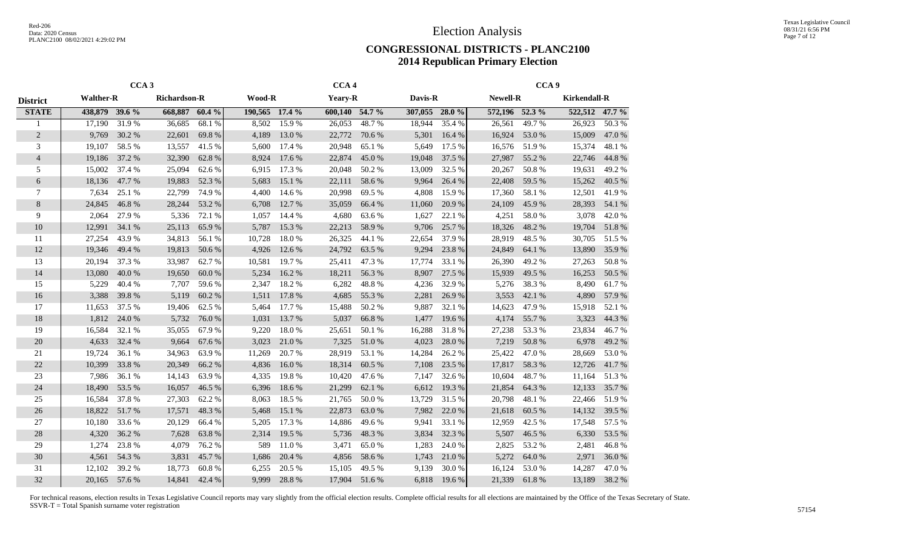# Election Analysis

## CONGRESSIONAL DISTRICTS - PLANC2100
## 2014 Republican Primary Election

| | CCA 3 | | | | CCA 4 | | | | | | CCA 9 | | | |
|---|---|---|---|---|---|---|---|---|---|---|---|---|---|---|
| **District** | **Walther-R** | | **Richardson-R** | | **Wood-R** | | **Yeary-R** | | **Davis-R** | | **Newell-R** | | **Kirkendall-R** | |
| **STATE** | **438,879** | **39.6 %** | **668,887** | **60.4 %** | **190,565** | **17.4 %** | **600,140** | **54.7 %** | **307,055** | **28.0 %** | **572,196** | **52.3 %** | **522,512** | **47.7 %** |
| 1 | 17,190 | 31.9 % | 36,685 | 68.1 % | 8,502 | 15.9 % | 26,053 | 48.7 % | 18,944 | 35.4 % | 26,561 | 49.7 % | 26,923 | 50.3 % |
| 2 | 9,769 | 30.2 % | 22,601 | 69.8 % | 4,189 | 13.0 % | 22,772 | 70.6 % | 5,301 | 16.4 % | 16,924 | 53.0 % | 15,009 | 47.0 % |
| 3 | 19,107 | 58.5 % | 13,557 | 41.5 % | 5,600 | 17.4 % | 20,948 | 65.1 % | 5,649 | 17.5 % | 16,576 | 51.9 % | 15,374 | 48.1 % |
| 4 | 19,186 | 37.2 % | 32,390 | 62.8 % | 8,924 | 17.6 % | 22,874 | 45.0 % | 19,048 | 37.5 % | 27,987 | 55.2 % | 22,746 | 44.8 % |
| 5 | 15,002 | 37.4 % | 25,094 | 62.6 % | 6,915 | 17.3 % | 20,048 | 50.2 % | 13,009 | 32.5 % | 20,267 | 50.8 % | 19,631 | 49.2 % |
| 6 | 18,136 | 47.7 % | 19,883 | 52.3 % | 5,683 | 15.1 % | 22,111 | 58.6 % | 9,964 | 26.4 % | 22,408 | 59.5 % | 15,262 | 40.5 % |
| 7 | 7,634 | 25.1 % | 22,799 | 74.9 % | 4,400 | 14.6 % | 20,998 | 69.5 % | 4,808 | 15.9 % | 17,360 | 58.1 % | 12,501 | 41.9 % |
| 8 | 24,845 | 46.8 % | 28,244 | 53.2 % | 6,708 | 12.7 % | 35,059 | 66.4 % | 11,060 | 20.9 % | 24,109 | 45.9 % | 28,393 | 54.1 % |
| 9 | 2,064 | 27.9 % | 5,336 | 72.1 % | 1,057 | 14.4 % | 4,680 | 63.6 % | 1,627 | 22.1 % | 4,251 | 58.0 % | 3,078 | 42.0 % |
| 10 | 12,991 | 34.1 % | 25,113 | 65.9 % | 5,787 | 15.3 % | 22,213 | 58.9 % | 9,706 | 25.7 % | 18,326 | 48.2 % | 19,704 | 51.8 % |
| 11 | 27,254 | 43.9 % | 34,813 | 56.1 % | 10,728 | 18.0 % | 26,325 | 44.1 % | 22,654 | 37.9 % | 28,919 | 48.5 % | 30,705 | 51.5 % |
| 12 | 19,346 | 49.4 % | 19,813 | 50.6 % | 4,926 | 12.6 % | 24,792 | 63.5 % | 9,294 | 23.8 % | 24,849 | 64.1 % | 13,890 | 35.9 % |
| 13 | 20,194 | 37.3 % | 33,987 | 62.7 % | 10,581 | 19.7 % | 25,411 | 47.3 % | 17,774 | 33.1 % | 26,390 | 49.2 % | 27,263 | 50.8 % |
| 14 | 13,080 | 40.0 % | 19,650 | 60.0 % | 5,234 | 16.2 % | 18,211 | 56.3 % | 8,907 | 27.5 % | 15,939 | 49.5 % | 16,253 | 50.5 % |
| 15 | 5,229 | 40.4 % | 7,707 | 59.6 % | 2,347 | 18.2 % | 6,282 | 48.8 % | 4,236 | 32.9 % | 5,276 | 38.3 % | 8,490 | 61.7 % |
| 16 | 3,388 | 39.8 % | 5,119 | 60.2 % | 1,511 | 17.8 % | 4,685 | 55.3 % | 2,281 | 26.9 % | 3,553 | 42.1 % | 4,890 | 57.9 % |
| 17 | 11,653 | 37.5 % | 19,406 | 62.5 % | 5,464 | 17.7 % | 15,488 | 50.2 % | 9,887 | 32.1 % | 14,623 | 47.9 % | 15,918 | 52.1 % |
| 18 | 1,812 | 24.0 % | 5,732 | 76.0 % | 1,031 | 13.7 % | 5,037 | 66.8 % | 1,477 | 19.6 % | 4,174 | 55.7 % | 3,323 | 44.3 % |
| 19 | 16,584 | 32.1 % | 35,055 | 67.9 % | 9,220 | 18.0 % | 25,651 | 50.1 % | 16,288 | 31.8 % | 27,238 | 53.3 % | 23,834 | 46.7 % |
| 20 | 4,633 | 32.4 % | 9,664 | 67.6 % | 3,023 | 21.0 % | 7,325 | 51.0 % | 4,023 | 28.0 % | 7,219 | 50.8 % | 6,978 | 49.2 % |
| 21 | 19,724 | 36.1 % | 34,963 | 63.9 % | 11,269 | 20.7 % | 28,919 | 53.1 % | 14,284 | 26.2 % | 25,422 | 47.0 % | 28,669 | 53.0 % |
| 22 | 10,399 | 33.8 % | 20,349 | 66.2 % | 4,836 | 16.0 % | 18,314 | 60.5 % | 7,108 | 23.5 % | 17,817 | 58.3 % | 12,726 | 41.7 % |
| 23 | 7,986 | 36.1 % | 14,143 | 63.9 % | 4,335 | 19.8 % | 10,420 | 47.6 % | 7,147 | 32.6 % | 10,604 | 48.7 % | 11,164 | 51.3 % |
| 24 | 18,490 | 53.5 % | 16,057 | 46.5 % | 6,396 | 18.6 % | 21,299 | 62.1 % | 6,612 | 19.3 % | 21,854 | 64.3 % | 12,133 | 35.7 % |
| 25 | 16,584 | 37.8 % | 27,303 | 62.2 % | 8,063 | 18.5 % | 21,765 | 50.0 % | 13,729 | 31.5 % | 20,798 | 48.1 % | 22,466 | 51.9 % |
| 26 | 18,822 | 51.7 % | 17,571 | 48.3 % | 5,468 | 15.1 % | 22,873 | 63.0 % | 7,982 | 22.0 % | 21,618 | 60.5 % | 14,132 | 39.5 % |
| 27 | 10,180 | 33.6 % | 20,129 | 66.4 % | 5,205 | 17.3 % | 14,886 | 49.6 % | 9,941 | 33.1 % | 12,959 | 42.5 % | 17,548 | 57.5 % |
| 28 | 4,320 | 36.2 % | 7,628 | 63.8 % | 2,314 | 19.5 % | 5,736 | 48.3 % | 3,834 | 32.3 % | 5,507 | 46.5 % | 6,330 | 53.5 % |
| 29 | 1,274 | 23.8 % | 4,079 | 76.2 % | 589 | 11.0 % | 3,471 | 65.0 % | 1,283 | 24.0 % | 2,825 | 53.2 % | 2,481 | 46.8 % |
| 30 | 4,561 | 54.3 % | 3,831 | 45.7 % | 1,686 | 20.4 % | 4,856 | 58.6 % | 1,743 | 21.0 % | 5,272 | 64.0 % | 2,971 | 36.0 % |
| 31 | 12,102 | 39.2 % | 18,773 | 60.8 % | 6,255 | 20.5 % | 15,105 | 49.5 % | 9,139 | 30.0 % | 16,124 | 53.0 % | 14,287 | 47.0 % |
| 32 | 20,165 | 57.6 % | 14,841 | 42.4 % | 9,999 | 28.8 % | 17,904 | 51.6 % | 6,818 | 19.6 % | 21,339 | 61.8 % | 13,189 | 38.2 % |

For technical reasons, election results in Texas Legislative Council reports may vary slightly from the official election results. Complete official results for all elections are maintained by the Office of the Texas Secretary of State.
SSVR-T = Total Spanish surname voter registration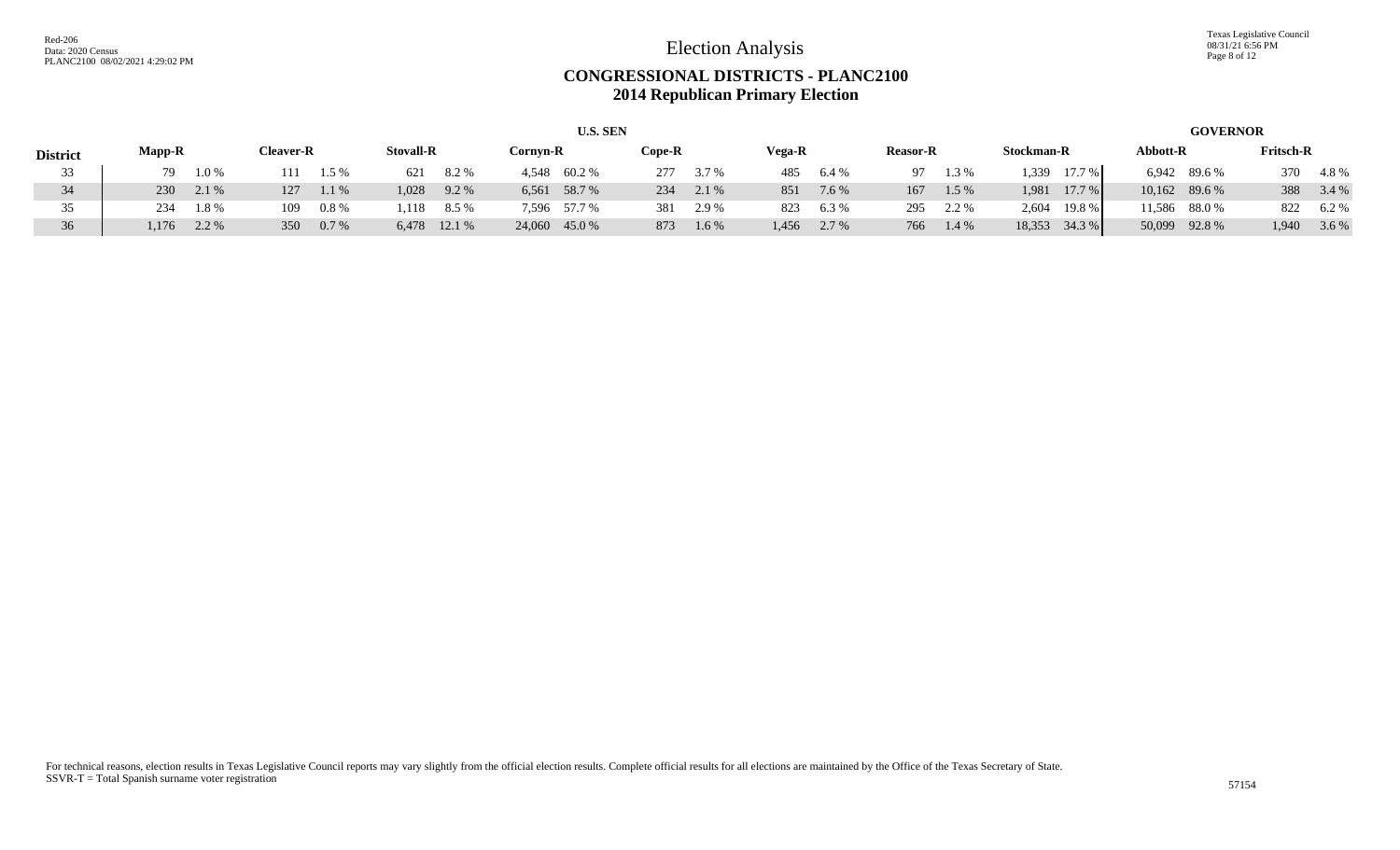# Election Analysis

## CONGRESSIONAL DISTRICTS - PLANC2100
## 2014 Republican Primary Election

| District | U.S. SEN | | | | | | | | | | | | | | | | GOVERNOR | | | |
|---|---|---|---|---|---|---|---|---|---|---|---|---|---|---|---|---|---|---|---|---|
| | Mapp-R | | Cleaver-R | | Stovall-R | | Cornyn-R | | Cope-R | | Vega-R | | Reasor-R | | Stockman-R | | Abbott-R | | Fritsch-R | |
| 33 | 79 | 1.0 % | 111 | 1.5 % | 621 | 8.2 % | 4,548 | 60.2 % | 277 | 3.7 % | 485 | 6.4 % | 97 | 1.3 % | 1,339 | 17.7 % | 6,942 | 89.6 % | 370 | 4.8 % |
| 34 | 230 | 2.1 % | 127 | 1.1 % | 1,028 | 9.2 % | 6,561 | 58.7 % | 234 | 2.1 % | 851 | 7.6 % | 167 | 1.5 % | 1,981 | 17.7 % | 10,162 | 89.6 % | 388 | 3.4 % |
| 35 | 234 | 1.8 % | 109 | 0.8 % | 1,118 | 8.5 % | 7,596 | 57.7 % | 381 | 2.9 % | 823 | 6.3 % | 295 | 2.2 % | 2,604 | 19.8 % | 11,586 | 88.0 % | 822 | 6.2 % |
| 36 | 1,176 | 2.2 % | 350 | 0.7 % | 6,478 | 12.1 % | 24,060 | 45.0 % | 873 | 1.6 % | 1,456 | 2.7 % | 766 | 1.4 % | 18,353 | 34.3 % | 50,099 | 92.8 % | 1,940 | 3.6 % |

For technical reasons, election results in Texas Legislative Council reports may vary slightly from the official election results. Complete official results for all elections are maintained by the Office of the Texas Secretary of State.
SSVR-T = Total Spanish surname voter registration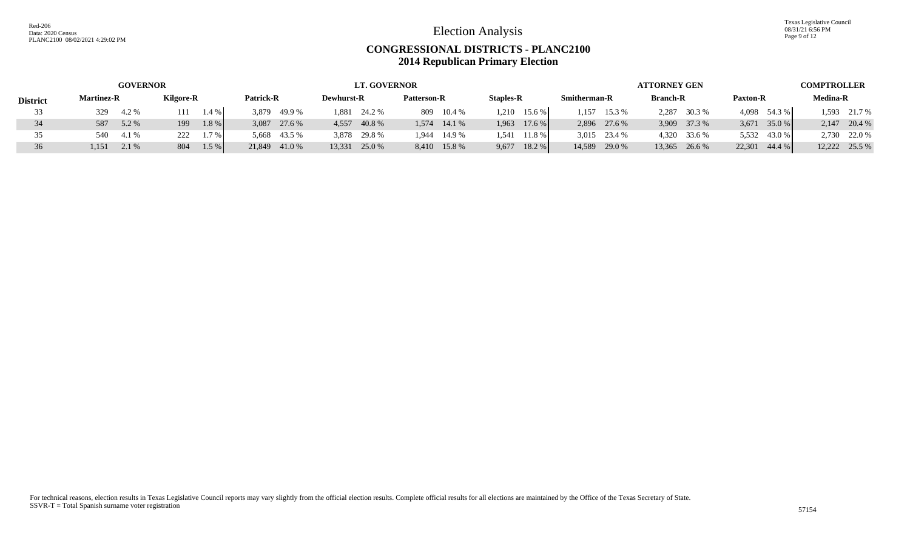# Election Analysis

## CONGRESSIONAL DISTRICTS - PLANC2100
## 2014 Republican Primary Election

| District | GOVERNOR | | | | LT. GOVERNOR | | | | | | | | ATTORNEY GEN | | | | | | COMPTROLLER | |
|---|---|---|---|---|---|---|---|---|---|---|---|---|---|---|---|---|---|---|---|---|
| | Martinez-R | | Kilgore-R | | Patrick-R | | Dewhurst-R | | Patterson-R | | Staples-R | | Smitherman-R | | Branch-R | | Paxton-R | | Medina-R | |
| 33 | 329 | 4.2 % | 111 | 1.4 % | 3,879 | 49.9 % | 1,881 | 24.2 % | 809 | 10.4 % | 1,210 | 15.6 % | 1,157 | 15.3 % | 2,287 | 30.3 % | 4,098 | 54.3 % | 1,593 | 21.7 % |
| 34 | 587 | 5.2 % | 199 | 1.8 % | 3,087 | 27.6 % | 4,557 | 40.8 % | 1,574 | 14.1 % | 1,963 | 17.6 % | 2,896 | 27.6 % | 3,909 | 37.3 % | 3,671 | 35.0 % | 2,147 | 20.4 % |
| 35 | 540 | 4.1 % | 222 | 1.7 % | 5,668 | 43.5 % | 3,878 | 29.8 % | 1,944 | 14.9 % | 1,541 | 11.8 % | 3,015 | 23.4 % | 4,320 | 33.6 % | 5,532 | 43.0 % | 2,730 | 22.0 % |
| 36 | 1,151 | 2.1 % | 804 | 1.5 % | 21,849 | 41.0 % | 13,331 | 25.0 % | 8,410 | 15.8 % | 9,677 | 18.2 % | 14,589 | 29.0 % | 13,365 | 26.6 % | 22,301 | 44.4 % | 12,222 | 25.5 % |

For technical reasons, election results in Texas Legislative Council reports may vary slightly from the official election results. Complete official results for all elections are maintained by the Office of the Texas Secretary of State.
SSVR-T = Total Spanish surname voter registration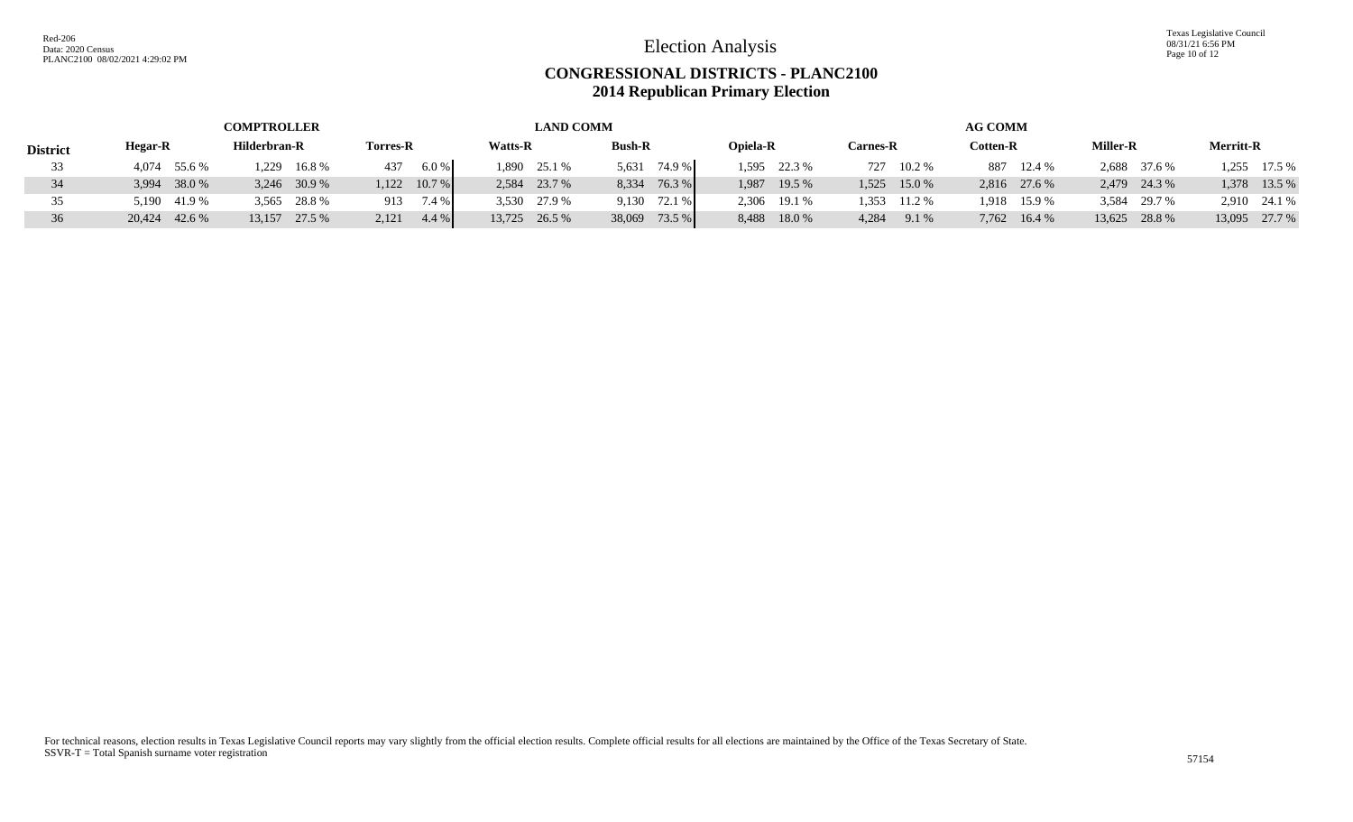# Election Analysis

## CONGRESSIONAL DISTRICTS - PLANC2100
## 2014 Republican Primary Election

| District | COMPTROLLER | | | | | | LAND COMM | | | | AG COMM | | | | | | | | | |
|---|---|---|---|---|---|---|---|---|---|---|---|---|---|---|---|---|---|---|---|---|
| | Hegar-R | | Hilderbran-R | | Torres-R | | Watts-R | | Bush-R | | Opiela-R | | Carnes-R | | Cotten-R | | Miller-R | | Merritt-R | |
| 33 | 4,074 | 55.6 % | 1,229 | 16.8 % | 437 | 6.0 % | 1,890 | 25.1 % | 5,631 | 74.9 % | 1,595 | 22.3 % | 727 | 10.2 % | 887 | 12.4 % | 2,688 | 37.6 % | 1,255 | 17.5 % |
| 34 | 3,994 | 38.0 % | 3,246 | 30.9 % | 1,122 | 10.7 % | 2,584 | 23.7 % | 8,334 | 76.3 % | 1,987 | 19.5 % | 1,525 | 15.0 % | 2,816 | 27.6 % | 2,479 | 24.3 % | 1,378 | 13.5 % |
| 35 | 5,190 | 41.9 % | 3,565 | 28.8 % | 913 | 7.4 % | 3,530 | 27.9 % | 9,130 | 72.1 % | 2,306 | 19.1 % | 1,353 | 11.2 % | 1,918 | 15.9 % | 3,584 | 29.7 % | 2,910 | 24.1 % |
| 36 | 20,424 | 42.6 % | 13,157 | 27.5 % | 2,121 | 4.4 % | 13,725 | 26.5 % | 38,069 | 73.5 % | 8,488 | 18.0 % | 4,284 | 9.1 % | 7,762 | 16.4 % | 13,625 | 28.8 % | 13,095 | 27.7 % |

For technical reasons, election results in Texas Legislative Council reports may vary slightly from the official election results. Complete official results for all elections are maintained by the Office of the Texas Secretary of State.
SSVR-T = Total Spanish surname voter registration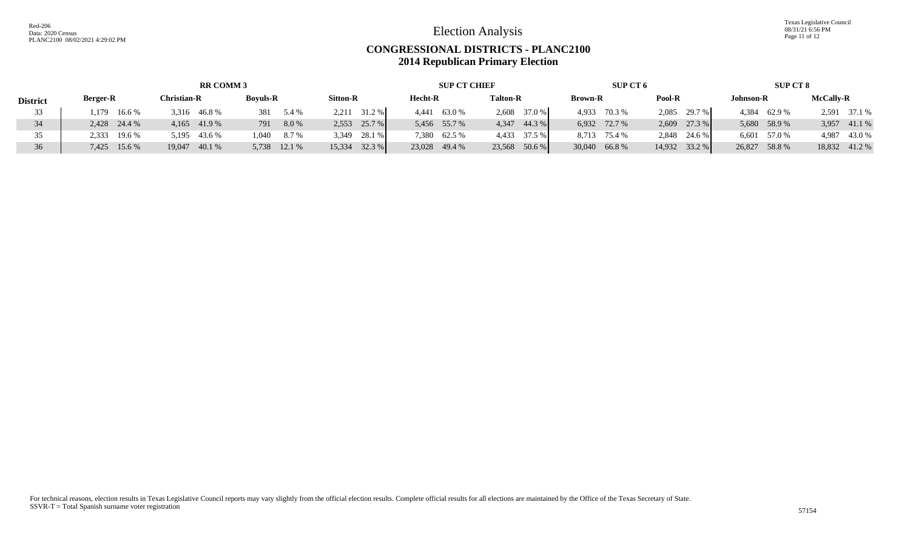# Election Analysis

## CONGRESSIONAL DISTRICTS - PLANC2100
## 2014 Republican Primary Election

| District | RR COMM 3 | | | | | | | | SUP CT CHIEF | | | | SUP CT 6 | | | | SUP CT 8 | | | |
|---|---|---|---|---|---|---|---|---|---|---|---|---|---|---|---|---|---|---|---|---|
| | Berger-R | | Christian-R | | Boyuls-R | | Sitton-R | | Hecht-R | | Talton-R | | Brown-R | | Pool-R | | Johnson-R | | McCally-R | |
| 33 | 1,179 | 16.6 % | 3,316 | 46.8 % | 381 | 5.4 % | 2,211 | 31.2 % | 4,441 | 63.0 % | 2,608 | 37.0 % | 4,933 | 70.3 % | 2,085 | 29.7 % | 4,384 | 62.9 % | 2,591 | 37.1 % |
| 34 | 2,428 | 24.4 % | 4,165 | 41.9 % | 791 | 8.0 % | 2,553 | 25.7 % | 5,456 | 55.7 % | 4,347 | 44.3 % | 6,932 | 72.7 % | 2,609 | 27.3 % | 5,680 | 58.9 % | 3,957 | 41.1 % |
| 35 | 2,333 | 19.6 % | 5,195 | 43.6 % | 1,040 | 8.7 % | 3,349 | 28.1 % | 7,380 | 62.5 % | 4,433 | 37.5 % | 8,713 | 75.4 % | 2,848 | 24.6 % | 6,601 | 57.0 % | 4,987 | 43.0 % |
| 36 | 7,425 | 15.6 % | 19,047 | 40.1 % | 5,738 | 12.1 % | 15,334 | 32.3 % | 23,028 | 49.4 % | 23,568 | 50.6 % | 30,040 | 66.8 % | 14,932 | 33.2 % | 26,827 | 58.8 % | 18,832 | 41.2 % |

For technical reasons, election results in Texas Legislative Council reports may vary slightly from the official election results. Complete official results for all elections are maintained by the Office of the Texas Secretary of State.
SSVR-T = Total Spanish surname voter registration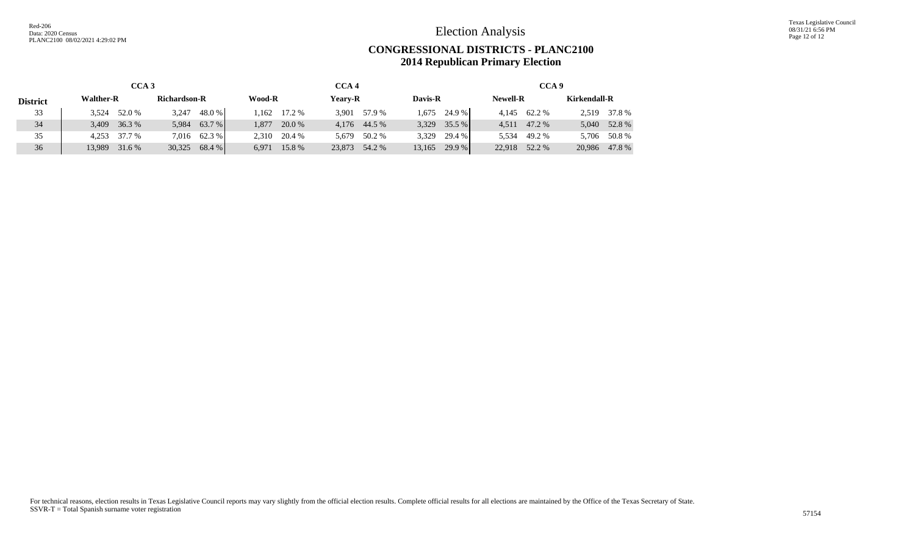Red-206
Data: 2020 Census
PLANC2100 08/02/2021 4:29:02 PM

# Election Analysis

## CONGRESSIONAL DISTRICTS - PLANC2100
## 2014 Republican Primary Election

| | CCA 3 | | | | CCA 4 | | | | | | CCA 9 | | | |
|---|---|---|---|---|---|---|---|---|---|---|---|---|---|---|
| **District** | **Walther-R** | | **Richardson-R** | | **Wood-R** | | **Yeary-R** | | **Davis-R** | | **Newell-R** | | **Kirkendall-R** | |
| 33 | 3,524 | 52.0 % | 3,247 | 48.0 % | 1,162 | 17.2 % | 3,901 | 57.9 % | 1,675 | 24.9 % | 4,145 | 62.2 % | 2,519 | 37.8 % |
| 34 | 3,409 | 36.3 % | 5,984 | 63.7 % | 1,877 | 20.0 % | 4,176 | 44.5 % | 3,329 | 35.5 % | 4,511 | 47.2 % | 5,040 | 52.8 % |
| 35 | 4,253 | 37.7 % | 7,016 | 62.3 % | 2,310 | 20.4 % | 5,679 | 50.2 % | 3,329 | 29.4 % | 5,534 | 49.2 % | 5,706 | 50.8 % |
| 36 | 13,989 | 31.6 % | 30,325 | 68.4 % | 6,971 | 15.8 % | 23,873 | 54.2 % | 13,165 | 29.9 % | 22,918 | 52.2 % | 20,986 | 47.8 % |

For technical reasons, election results in Texas Legislative Council reports may vary slightly from the official election results. Complete official results for all elections are maintained by the Office of the Texas Secretary of State.
SSVR-T = Total Spanish surname voter registration

57154